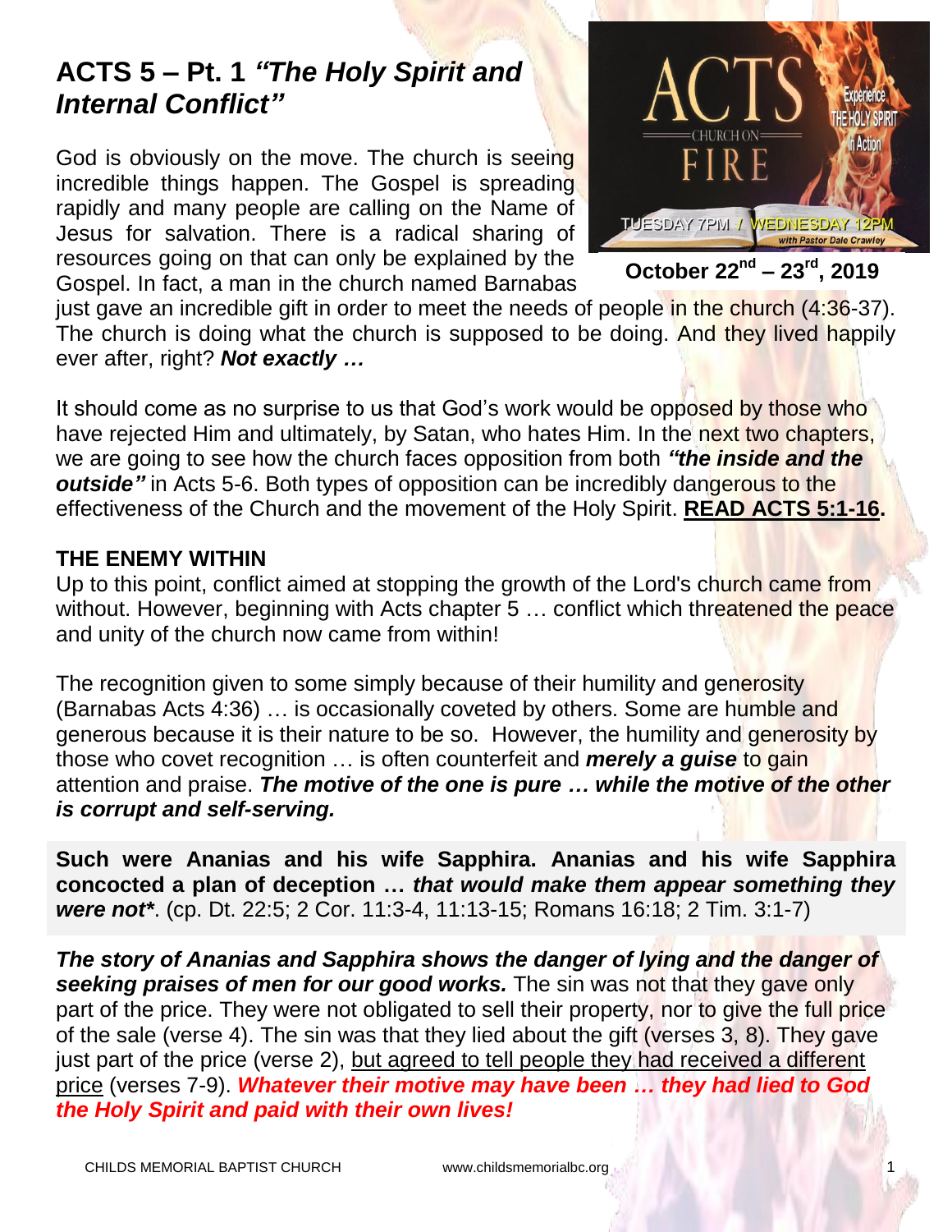# ACTS 5 – Pt. 1 *"The Holy Spirit and Internal Conflict"*

**October 22nd – 23rd, 2019**

God is obviously on the move. The church is seeing incredible things happen. The Gospel is spreading rapidly and many people are calling on the Name of Jesus for salvation. There is a radical sharing of resources going on that can only be explained by the Gospel. In fact, a man in the church named Barnabas just gave an incredible gift in order to meet the needs of people in the church (4:36-37). The church is doing what the church is supposed to be doing. And they lived happily ever after, right? ***Not exactly …***

It should come as no surprise to us that God's work would be opposed by those who have rejected Him and ultimately, by Satan, who hates Him. In the next two chapters, we are going to see how the church faces opposition from both ***"the inside and the outside"*** in Acts 5-6. Both types of opposition can be incredibly dangerous to the effectiveness of the Church and the movement of the Holy Spirit. **READ ACTS 5:1-16.**

## THE ENEMY WITHIN

Up to this point, conflict aimed at stopping the growth of the Lord's church came from without. However, beginning with Acts chapter 5 … conflict which threatened the peace and unity of the church now came from within!

The recognition given to some simply because of their humility and generosity (Barnabas Acts 4:36) … is occasionally coveted by others. Some are humble and generous because it is their nature to be so. However, the humility and generosity by those who covet recognition … is often counterfeit and ***merely a guise*** to gain attention and praise. ***The motive of the one is pure … while the motive of the other is corrupt and self-serving.***

**Such were Ananias and his wife Sapphira. Ananias and his wife Sapphira concocted a plan of deception …** ***that would make them appear something they were not\****. (cp. Dt. 22:5; 2 Cor. 11:3-4, 11:13-15; Romans 16:18; 2 Tim. 3:1-7)

***The story of Ananias and Sapphira shows the danger of lying and the danger of seeking praises of men for our good works.*** The sin was not that they gave only part of the price. They were not obligated to sell their property, nor to give the full price of the sale (verse 4). The sin was that they lied about the gift (verses 3, 8). They gave just part of the price (verse 2), <u>but agreed to tell people they had received a different price</u> (verses 7-9). ***Whatever their motive may have been … they had lied to God the Holy Spirit and paid with their own lives!***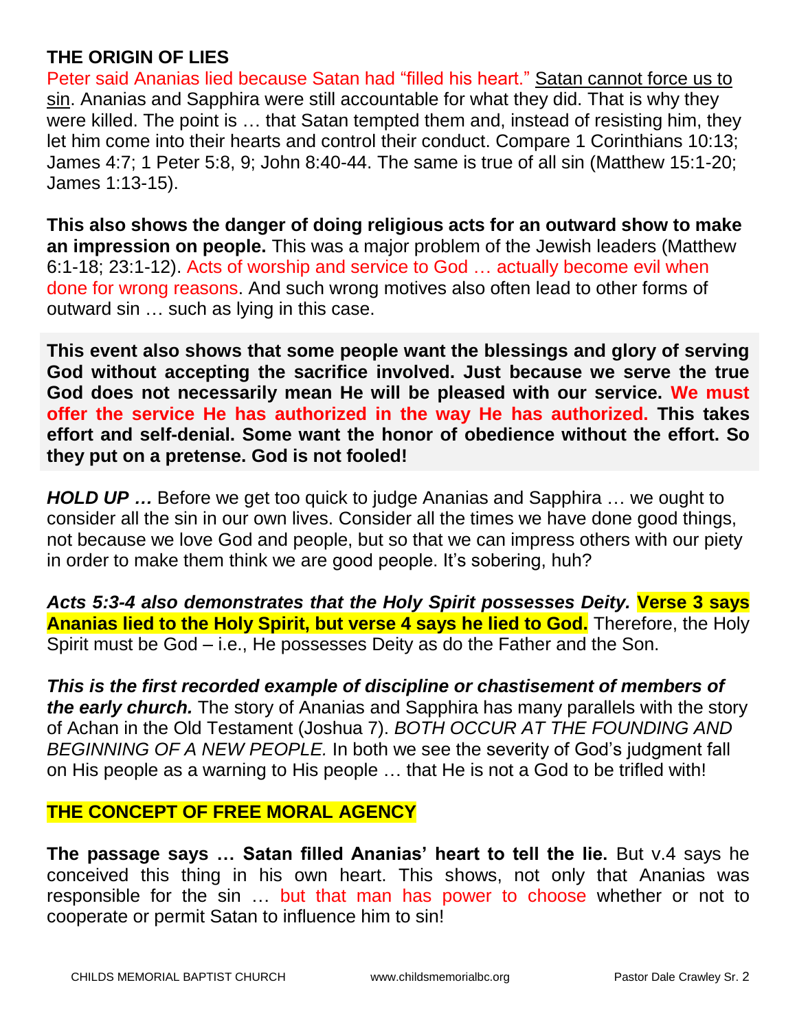## THE ORIGIN OF LIES

Peter said Ananias lied because Satan had "filled his heart." Satan cannot force us to sin. Ananias and Sapphira were still accountable for what they did. That is why they were killed. The point is … that Satan tempted them and, instead of resisting him, they let him come into their hearts and control their conduct. Compare 1 Corinthians 10:13; James 4:7; 1 Peter 5:8, 9; John 8:40-44. The same is true of all sin (Matthew 15:1-20; James 1:13-15).

**This also shows the danger of doing religious acts for an outward show to make an impression on people.** This was a major problem of the Jewish leaders (Matthew 6:1-18; 23:1-12). Acts of worship and service to God … actually become evil when done for wrong reasons. And such wrong motives also often lead to other forms of outward sin … such as lying in this case.

**This event also shows that some people want the blessings and glory of serving God without accepting the sacrifice involved. Just because we serve the true God does not necessarily mean He will be pleased with our service. We must offer the service He has authorized in the way He has authorized. This takes effort and self-denial. Some want the honor of obedience without the effort. So they put on a pretense. God is not fooled!**

***HOLD UP …*** Before we get too quick to judge Ananias and Sapphira … we ought to consider all the sin in our own lives. Consider all the times we have done good things, not because we love God and people, but so that we can impress others with our piety in order to make them think we are good people. It's sobering, huh?

***Acts 5:3-4 also demonstrates that the Holy Spirit possesses Deity.*** **Verse 3 says Ananias lied to the Holy Spirit, but verse 4 says he lied to God.** Therefore, the Holy Spirit must be God – i.e., He possesses Deity as do the Father and the Son.

***This is the first recorded example of discipline or chastisement of members of the early church.*** The story of Ananias and Sapphira has many parallels with the story of Achan in the Old Testament (Joshua 7). *BOTH OCCUR AT THE FOUNDING AND BEGINNING OF A NEW PEOPLE.* In both we see the severity of God's judgment fall on His people as a warning to His people … that He is not a God to be trifled with!

## THE CONCEPT OF FREE MORAL AGENCY

**The passage says … Satan filled Ananias' heart to tell the lie.** But v.4 says he conceived this thing in his own heart. This shows, not only that Ananias was responsible for the sin … but that man has power to choose whether or not to cooperate or permit Satan to influence him to sin!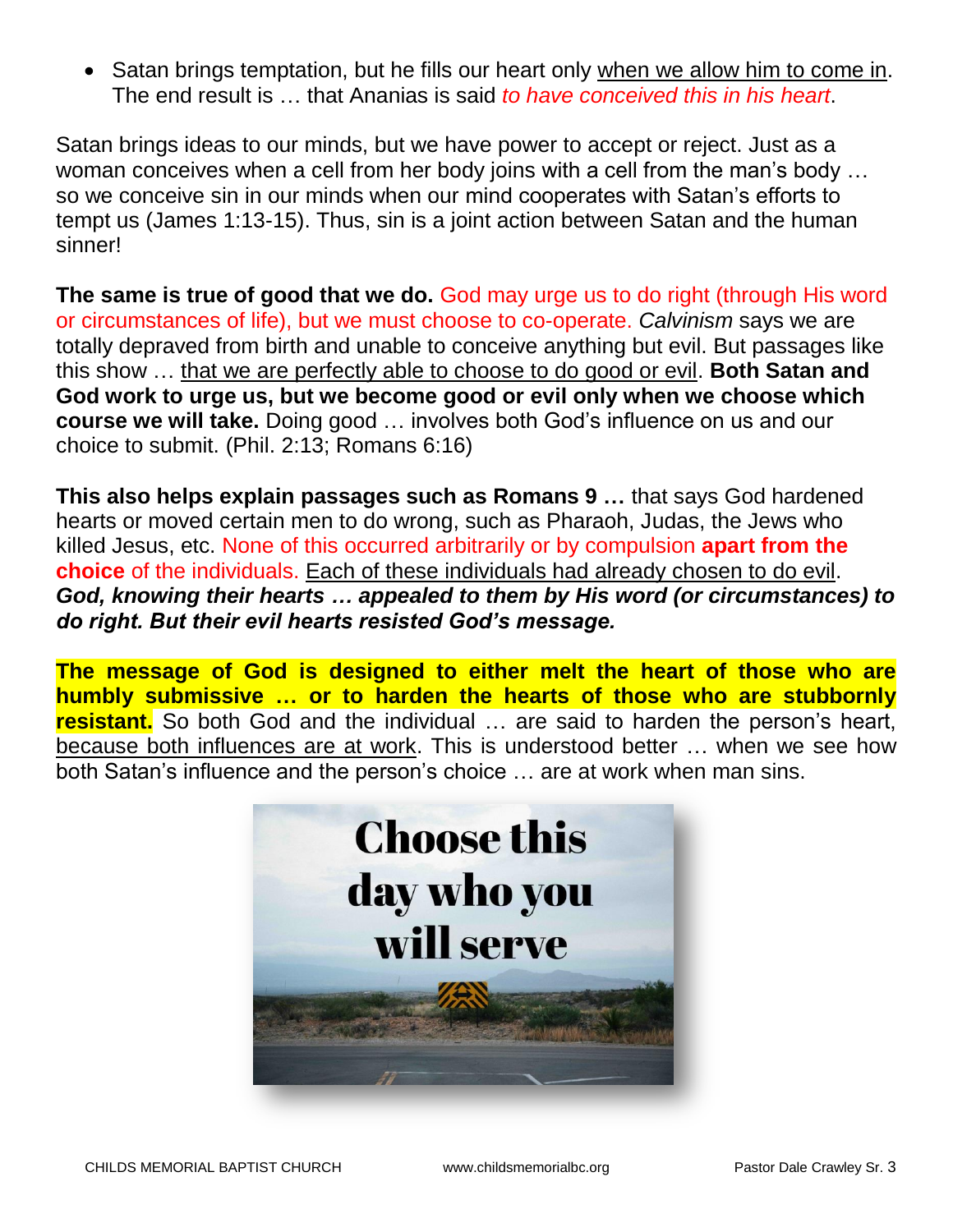- Satan brings temptation, but he fills our heart only when we allow him to come in. The end result is … that Ananias is said *to have conceived this in his heart*.

Satan brings ideas to our minds, but we have power to accept or reject. Just as a woman conceives when a cell from her body joins with a cell from the man's body … so we conceive sin in our minds when our mind cooperates with Satan's efforts to tempt us (James 1:13-15). Thus, sin is a joint action between Satan and the human sinner!

**The same is true of good that we do.** God may urge us to do right (through His word or circumstances of life), but we must choose to co-operate. *Calvinism* says we are totally depraved from birth and unable to conceive anything but evil. But passages like this show … that we are perfectly able to choose to do good or evil. **Both Satan and God work to urge us, but we become good or evil only when we choose which course we will take.** Doing good … involves both God's influence on us and our choice to submit. (Phil. 2:13; Romans 6:16)

**This also helps explain passages such as Romans 9 …** that says God hardened hearts or moved certain men to do wrong, such as Pharaoh, Judas, the Jews who killed Jesus, etc. None of this occurred arbitrarily or by compulsion **apart from the choice** of the individuals. Each of these individuals had already chosen to do evil. ***God, knowing their hearts … appealed to them by His word (or circumstances) to do right. But their evil hearts resisted God's message.***

**The message of God is designed to either melt the heart of those who are humbly submissive … or to harden the hearts of those who are stubbornly resistant.** So both God and the individual … are said to harden the person's heart, because both influences are at work. This is understood better … when we see how both Satan's influence and the person's choice … are at work when man sins.

Choose this day who you will serve